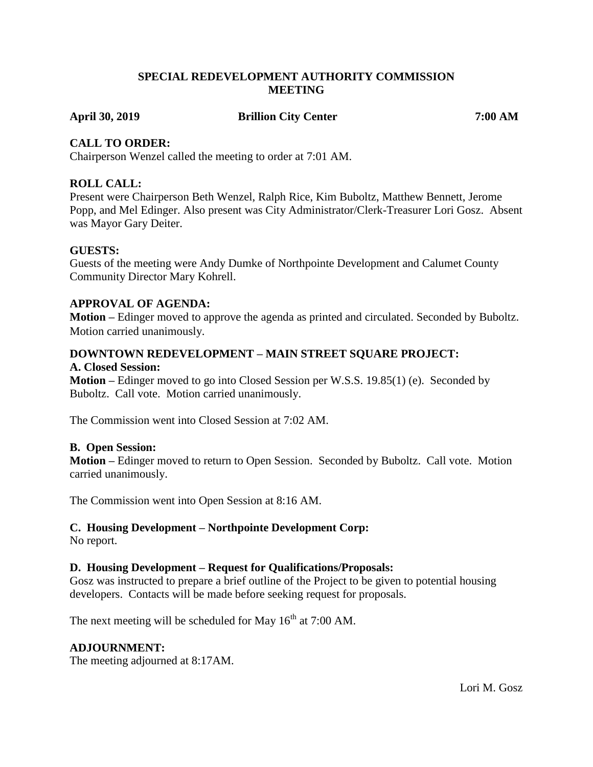# SPECIAL REDEVELOPMENT AUTHORITY COMMISSION MEETING

**April 30, 2019** **Brillion City Center** **7:00 AM**

## CALL TO ORDER:

Chairperson Wenzel called the meeting to order at 7:01 AM.

## ROLL CALL:

Present were Chairperson Beth Wenzel, Ralph Rice, Kim Buboltz, Matthew Bennett, Jerome Popp, and Mel Edinger. Also present was City Administrator/Clerk-Treasurer Lori Gosz. Absent was Mayor Gary Deiter.

## GUESTS:

Guests of the meeting were Andy Dumke of Northpointe Development and Calumet County Community Director Mary Kohrell.

## APPROVAL OF AGENDA:

**Motion –** Edinger moved to approve the agenda as printed and circulated. Seconded by Buboltz. Motion carried unanimously.

## DOWNTOWN REDEVELOPMENT – MAIN STREET SQUARE PROJECT:

### A. Closed Session:

**Motion –** Edinger moved to go into Closed Session per W.S.S. 19.85(1) (e). Seconded by Buboltz. Call vote. Motion carried unanimously.

The Commission went into Closed Session at 7:02 AM.

### B. Open Session:

**Motion –** Edinger moved to return to Open Session. Seconded by Buboltz. Call vote. Motion carried unanimously.

The Commission went into Open Session at 8:16 AM.

### C. Housing Development – Northpointe Development Corp:

No report.

### D. Housing Development – Request for Qualifications/Proposals:

Gosz was instructed to prepare a brief outline of the Project to be given to potential housing developers. Contacts will be made before seeking request for proposals.

The next meeting will be scheduled for May 16th at 7:00 AM.

## ADJOURNMENT:

The meeting adjourned at 8:17AM.

Lori M. Gosz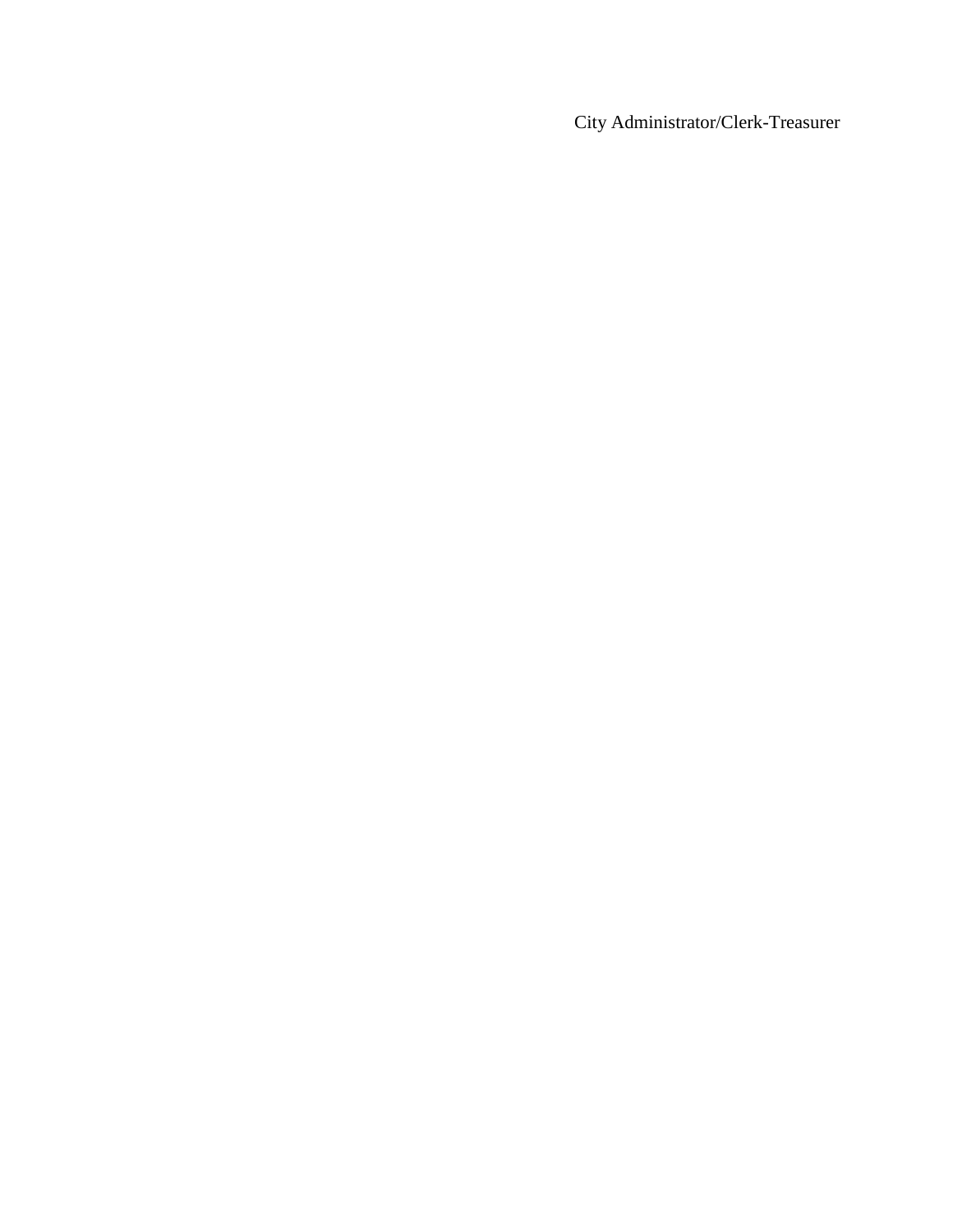City Administrator/Clerk-Treasurer